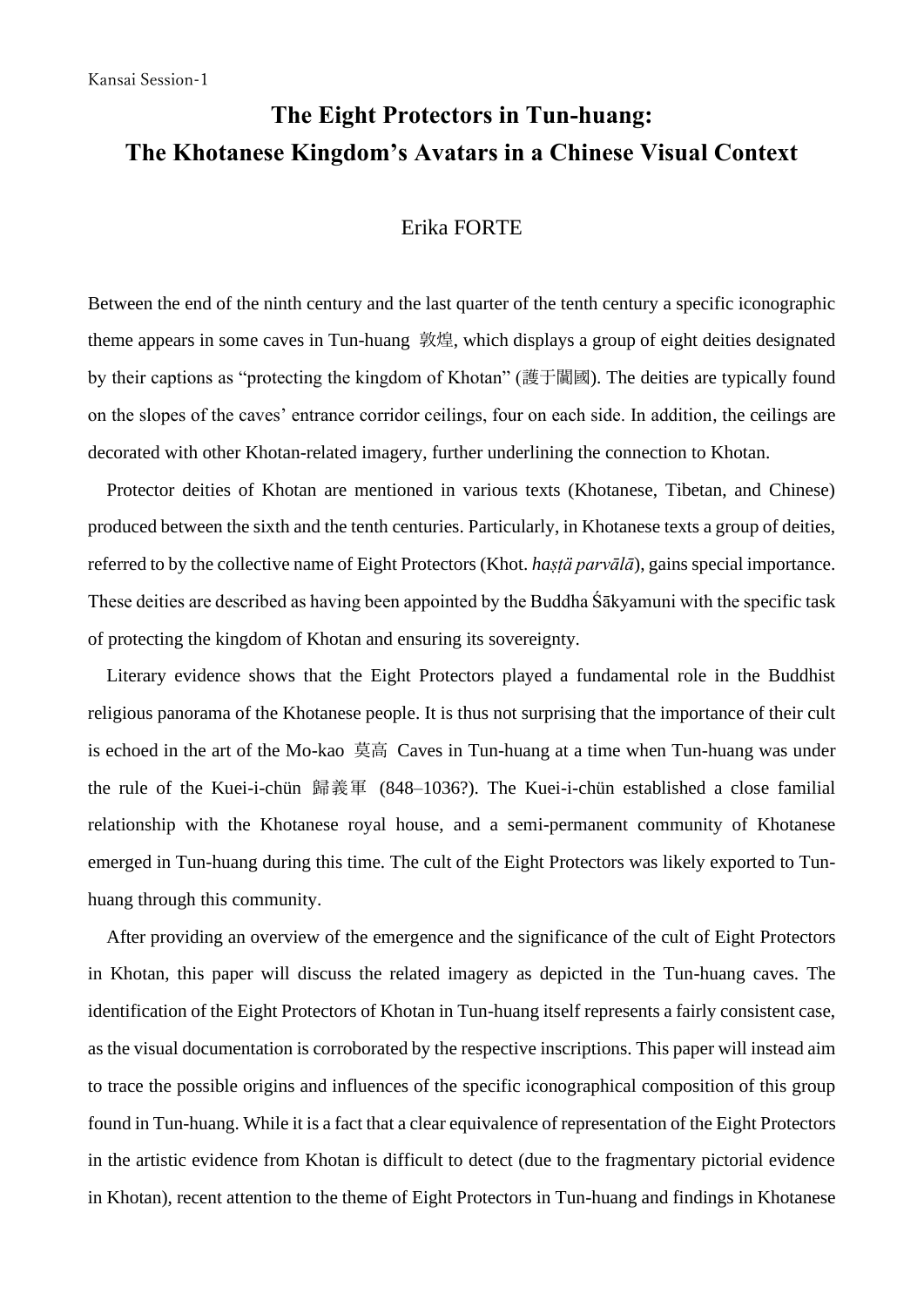Kansai Session-1

# The Eight Protectors in Tun-huang: The Khotanese Kingdom's Avatars in a Chinese Visual Context

Erika FORTE

Between the end of the ninth century and the last quarter of the tenth century a specific iconographic theme appears in some caves in Tun-huang 敦煌, which displays a group of eight deities designated by their captions as "protecting the kingdom of Khotan" (護于闐國). The deities are typically found on the slopes of the caves' entrance corridor ceilings, four on each side. In addition, the ceilings are decorated with other Khotan-related imagery, further underlining the connection to Khotan.

Protector deities of Khotan are mentioned in various texts (Khotanese, Tibetan, and Chinese) produced between the sixth and the tenth centuries. Particularly, in Khotanese texts a group of deities, referred to by the collective name of Eight Protectors (Khot. *haṣṭä parvālā*), gains special importance. These deities are described as having been appointed by the Buddha Śākyamuni with the specific task of protecting the kingdom of Khotan and ensuring its sovereignty.

Literary evidence shows that the Eight Protectors played a fundamental role in the Buddhist religious panorama of the Khotanese people. It is thus not surprising that the importance of their cult is echoed in the art of the Mo-kao 莫高 Caves in Tun-huang at a time when Tun-huang was under the rule of the Kuei-i-chün 歸義軍 (848–1036?). The Kuei-i-chün established a close familial relationship with the Khotanese royal house, and a semi-permanent community of Khotanese emerged in Tun-huang during this time. The cult of the Eight Protectors was likely exported to Tun-huang through this community.

After providing an overview of the emergence and the significance of the cult of Eight Protectors in Khotan, this paper will discuss the related imagery as depicted in the Tun-huang caves. The identification of the Eight Protectors of Khotan in Tun-huang itself represents a fairly consistent case, as the visual documentation is corroborated by the respective inscriptions. This paper will instead aim to trace the possible origins and influences of the specific iconographical composition of this group found in Tun-huang. While it is a fact that a clear equivalence of representation of the Eight Protectors in the artistic evidence from Khotan is difficult to detect (due to the fragmentary pictorial evidence in Khotan), recent attention to the theme of Eight Protectors in Tun-huang and findings in Khotanese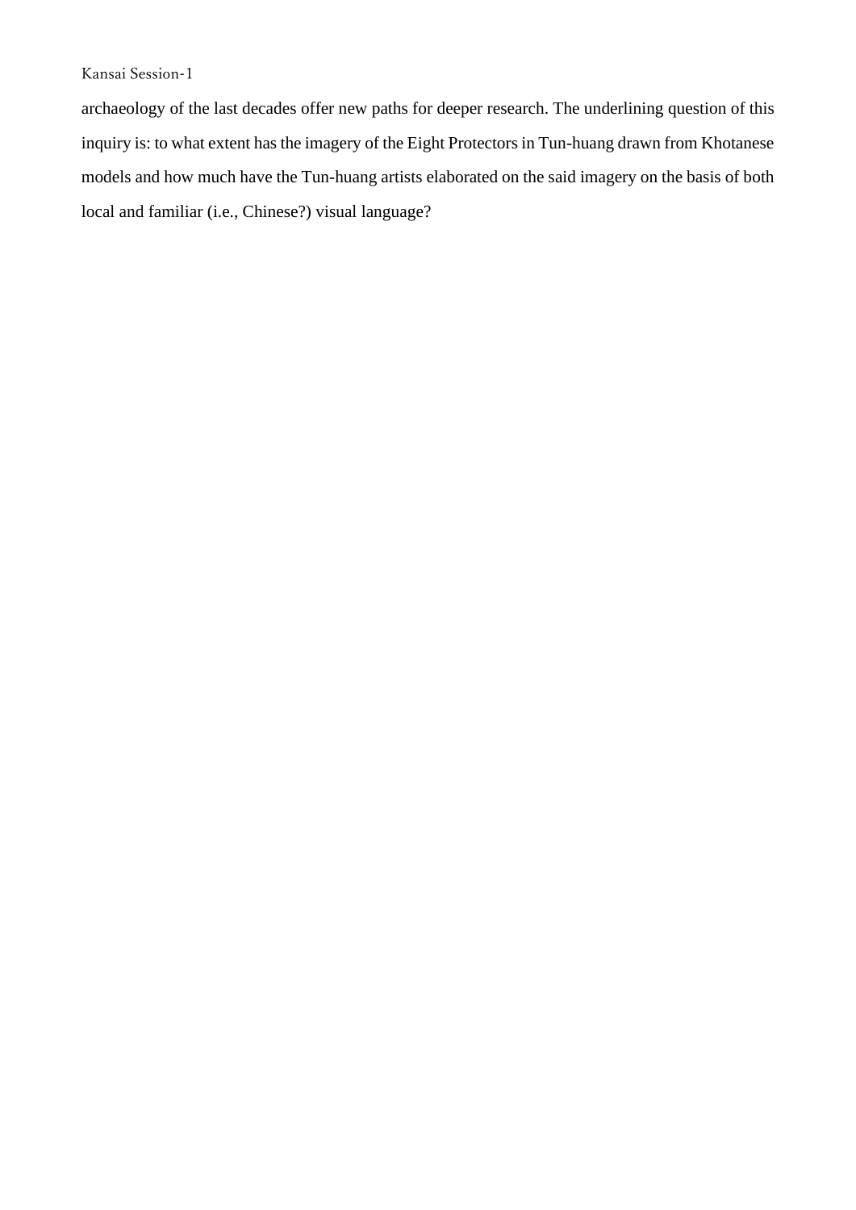archaeology of the last decades offer new paths for deeper research. The underlining question of this inquiry is: to what extent has the imagery of the Eight Protectors in Tun-huang drawn from Khotanese models and how much have the Tun-huang artists elaborated on the said imagery on the basis of both local and familiar (i.e., Chinese?) visual language?